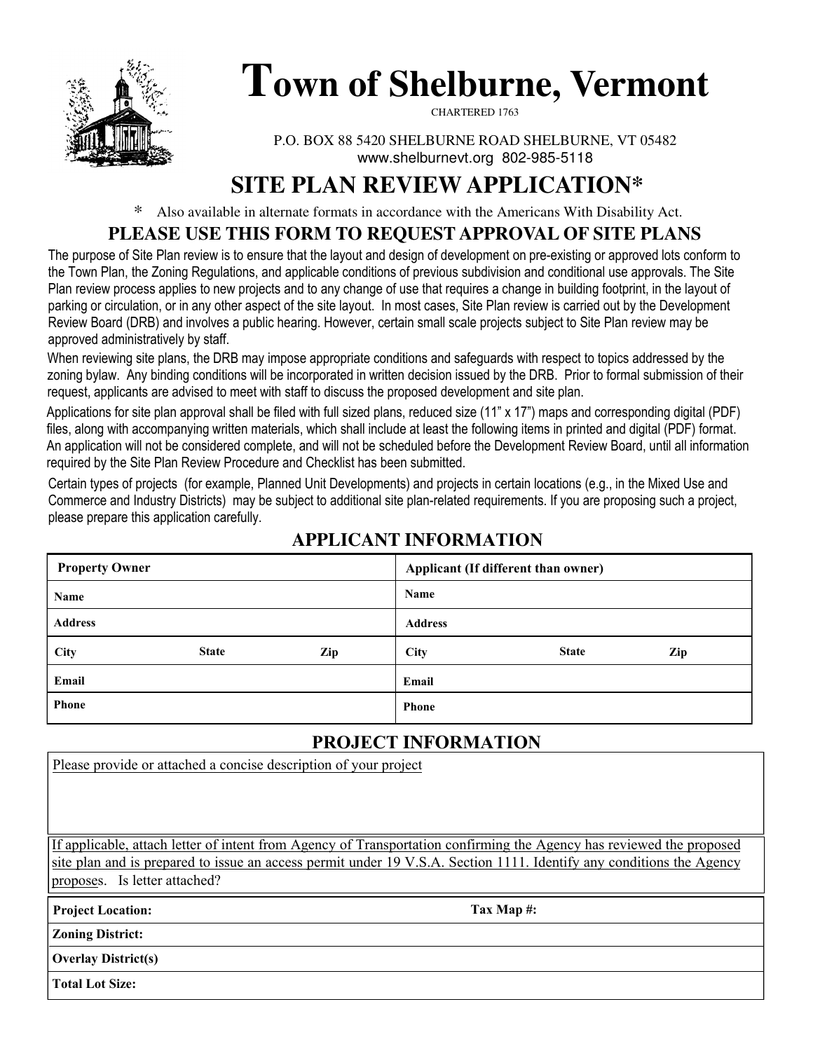# Town of Shelburne, Vermont

CHARTERED 1763

P.O. BOX 88 5420 SHELBURNE ROAD SHELBURNE, VT 05482
www.shelburnevt.org 802-985-5118

## SITE PLAN REVIEW APPLICATION*

\* Also available in alternate formats in accordance with the Americans With Disability Act.

### PLEASE USE THIS FORM TO REQUEST APPROVAL OF SITE PLANS

The purpose of Site Plan review is to ensure that the layout and design of development on pre-existing or approved lots conform to the Town Plan, the Zoning Regulations, and applicable conditions of previous subdivision and conditional use approvals. The Site Plan review process applies to new projects and to any change of use that requires a change in building footprint, in the layout of parking or circulation, or in any other aspect of the site layout. In most cases, Site Plan review is carried out by the Development Review Board (DRB) and involves a public hearing. However, certain small scale projects subject to Site Plan review may be approved administratively by staff.

When reviewing site plans, the DRB may impose appropriate conditions and safeguards with respect to topics addressed by the zoning bylaw. Any binding conditions will be incorporated in written decision issued by the DRB. Prior to formal submission of their request, applicants are advised to meet with staff to discuss the proposed development and site plan.

Applications for site plan approval shall be filed with full sized plans, reduced size (11" x 17") maps and corresponding digital (PDF) files, along with accompanying written materials, which shall include at least the following items in printed and digital (PDF) format. An application will not be considered complete, and will not be scheduled before the Development Review Board, until all information required by the Site Plan Review Procedure and Checklist has been submitted.

Certain types of projects (for example, Planned Unit Developments) and projects in certain locations (e.g., in the Mixed Use and Commerce and Industry Districts) may be subject to additional site plan-related requirements. If you are proposing such a project, please prepare this application carefully.

### APPLICANT INFORMATION

| **Property Owner** | | | **Applicant (If different than owner)** | | |
|---|---|---|---|---|---|
| **Name** | | | **Name** | | |
| **Address** | | | **Address** | | |
| **City** | **State** | **Zip** | **City** | **State** | **Zip** |
| **Email** | | | **Email** | | |
| **Phone** | | | **Phone** | | |

### PROJECT INFORMATION

Please provide or attached a concise description of your project

If applicable, attach letter of intent from Agency of Transportation confirming the Agency has reviewed the proposed site plan and is prepared to issue an access permit under 19 V.S.A. Section 1111. Identify any conditions the Agency proposes. Is letter attached?

| **Project Location:** | **Tax Map #:** |
|---|---|
| **Zoning District:** | |
| **Overlay District(s)** | |
| **Total Lot Size:** | |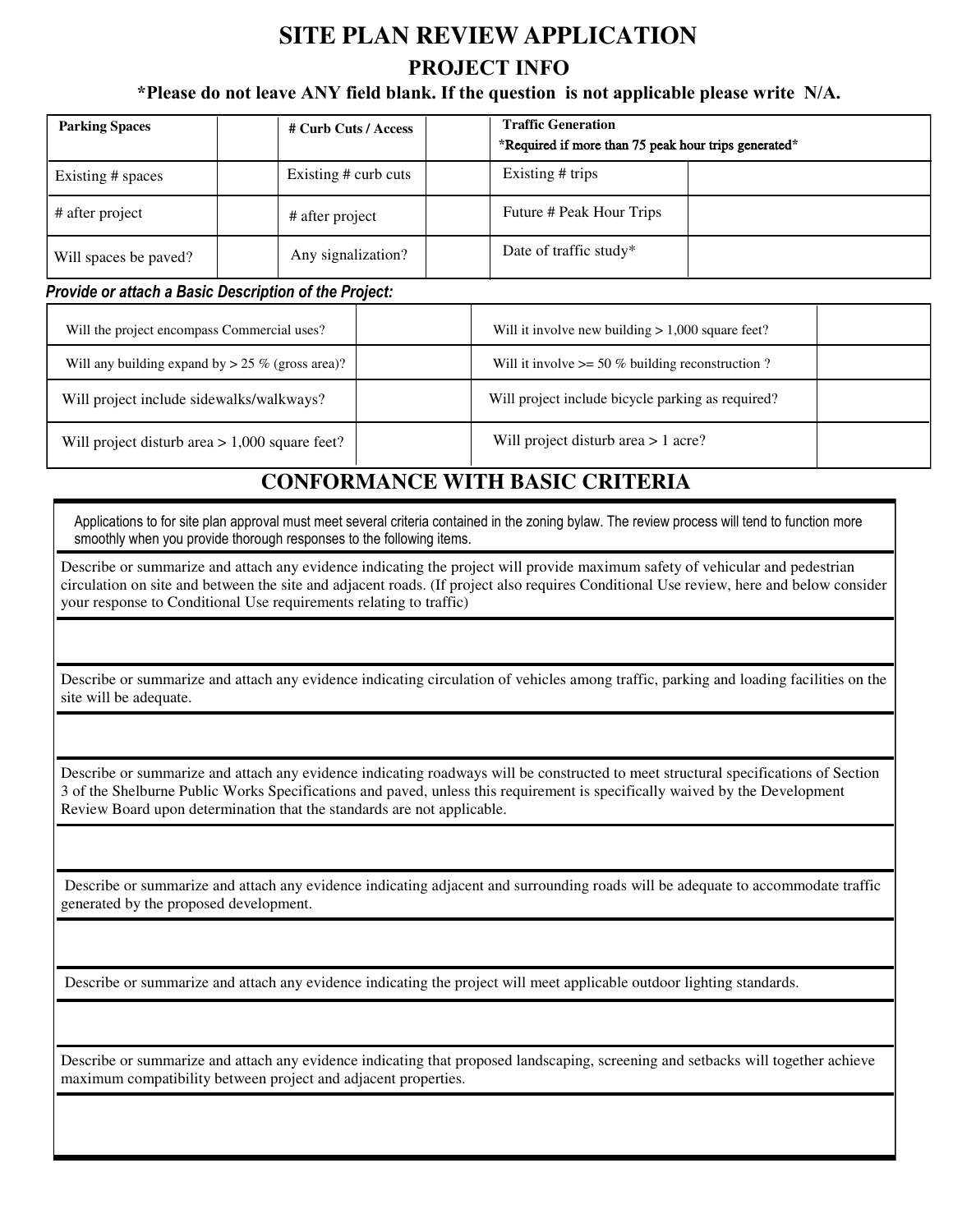# SITE PLAN REVIEW APPLICATION

## PROJECT INFO

**\*Please do not leave ANY field blank. If the question is not applicable please write N/A.**

| **Parking Spaces** | | **# Curb Cuts / Access** | | **Traffic Generation** *Required if more than 75 peak hour trips generated* | |
|---|---|---|---|---|---|
| Existing # spaces | | Existing # curb cuts | | Existing # trips | |
| # after project | | # after project | | Future # Peak Hour Trips | |
| Will spaces be paved? | | Any signalization? | | Date of traffic study* | |

***Provide or attach a Basic Description of the Project:***

| | | | |
|---|---|---|---|
| Will the project encompass Commercial uses? | | Will it involve new building > 1,000 square feet? | |
| Will any building expand by > 25 % (gross area)? | | Will it involve >= 50 % building reconstruction ? | |
| Will project include sidewalks/walkways? | | Will project include bicycle parking as required? | |
| Will project disturb area > 1,000 square feet? | | Will project disturb area > 1 acre? | |

## CONFORMANCE WITH BASIC CRITERIA

Applications to for site plan approval must meet several criteria contained in the zoning bylaw. The review process will tend to function more smoothly when you provide thorough responses to the following items.

Describe or summarize and attach any evidence indicating the project will provide maximum safety of vehicular and pedestrian circulation on site and between the site and adjacent roads. (If project also requires Conditional Use review, here and below consider your response to Conditional Use requirements relating to traffic)

Describe or summarize and attach any evidence indicating circulation of vehicles among traffic, parking and loading facilities on the site will be adequate.

Describe or summarize and attach any evidence indicating roadways will be constructed to meet structural specifications of Section 3 of the Shelburne Public Works Specifications and paved, unless this requirement is specifically waived by the Development Review Board upon determination that the standards are not applicable.

Describe or summarize and attach any evidence indicating adjacent and surrounding roads will be adequate to accommodate traffic generated by the proposed development.

Describe or summarize and attach any evidence indicating the project will meet applicable outdoor lighting standards.

Describe or summarize and attach any evidence indicating that proposed landscaping, screening and setbacks will together achieve maximum compatibility between project and adjacent properties.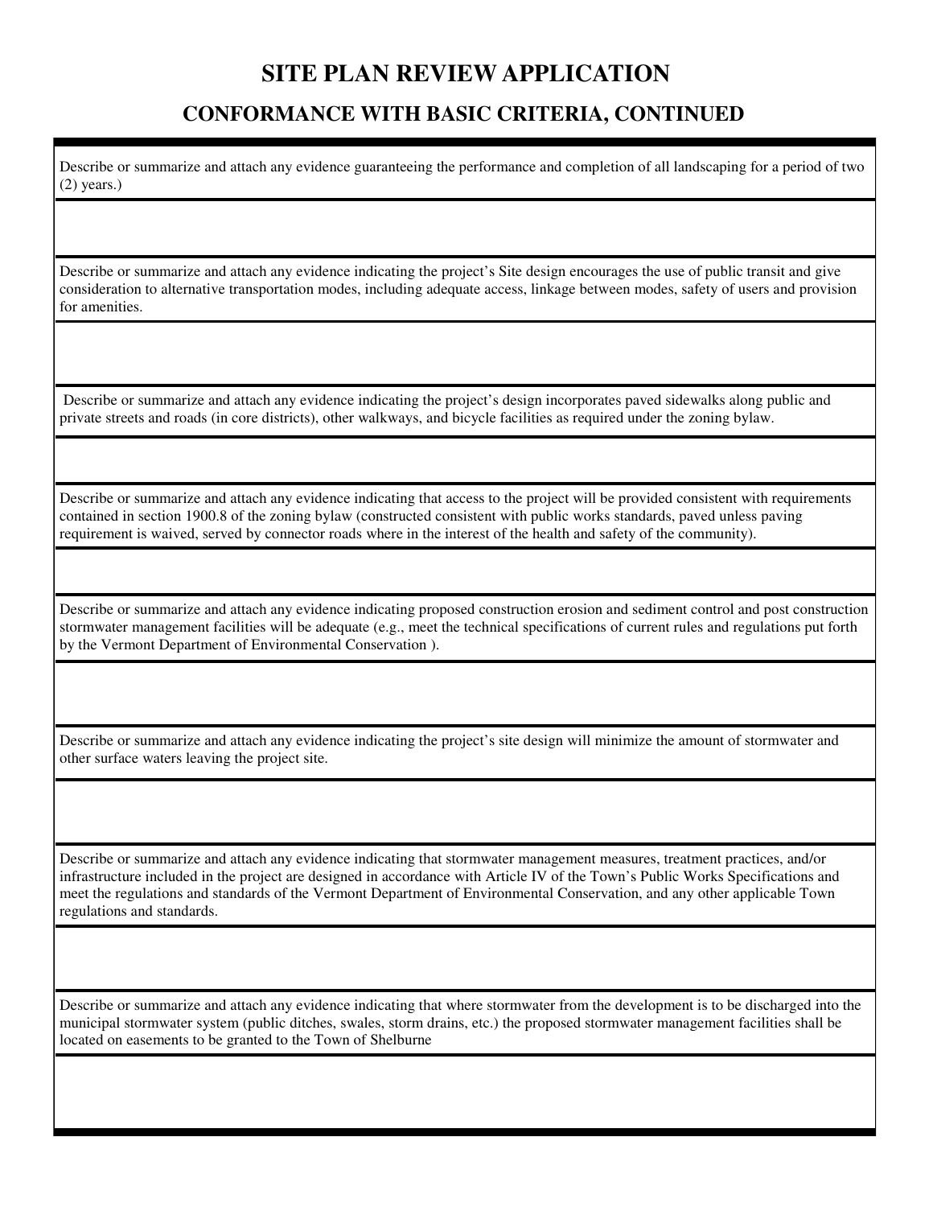# SITE PLAN REVIEW APPLICATION

## CONFORMANCE WITH BASIC CRITERIA, CONTINUED

Describe or summarize and attach any evidence guaranteeing the performance and completion of all landscaping for a period of two (2) years.)

Describe or summarize and attach any evidence indicating the project's Site design encourages the use of public transit and give consideration to alternative transportation modes, including adequate access, linkage between modes, safety of users and provision for amenities.

Describe or summarize and attach any evidence indicating the project's design incorporates paved sidewalks along public and private streets and roads (in core districts), other walkways, and bicycle facilities as required under the zoning bylaw.

Describe or summarize and attach any evidence indicating that access to the project will be provided consistent with requirements contained in section 1900.8 of the zoning bylaw (constructed consistent with public works standards, paved unless paving requirement is waived, served by connector roads where in the interest of the health and safety of the community).

Describe or summarize and attach any evidence indicating proposed construction erosion and sediment control and post construction stormwater management facilities will be adequate (e.g., meet the technical specifications of current rules and regulations put forth by the Vermont Department of Environmental Conservation ).

Describe or summarize and attach any evidence indicating the project's site design will minimize the amount of stormwater and other surface waters leaving the project site.

Describe or summarize and attach any evidence indicating that stormwater management measures, treatment practices, and/or infrastructure included in the project are designed in accordance with Article IV of the Town's Public Works Specifications and meet the regulations and standards of the Vermont Department of Environmental Conservation, and any other applicable Town regulations and standards.

Describe or summarize and attach any evidence indicating that where stormwater from the development is to be discharged into the municipal stormwater system (public ditches, swales, storm drains, etc.) the proposed stormwater management facilities shall be located on easements to be granted to the Town of Shelburne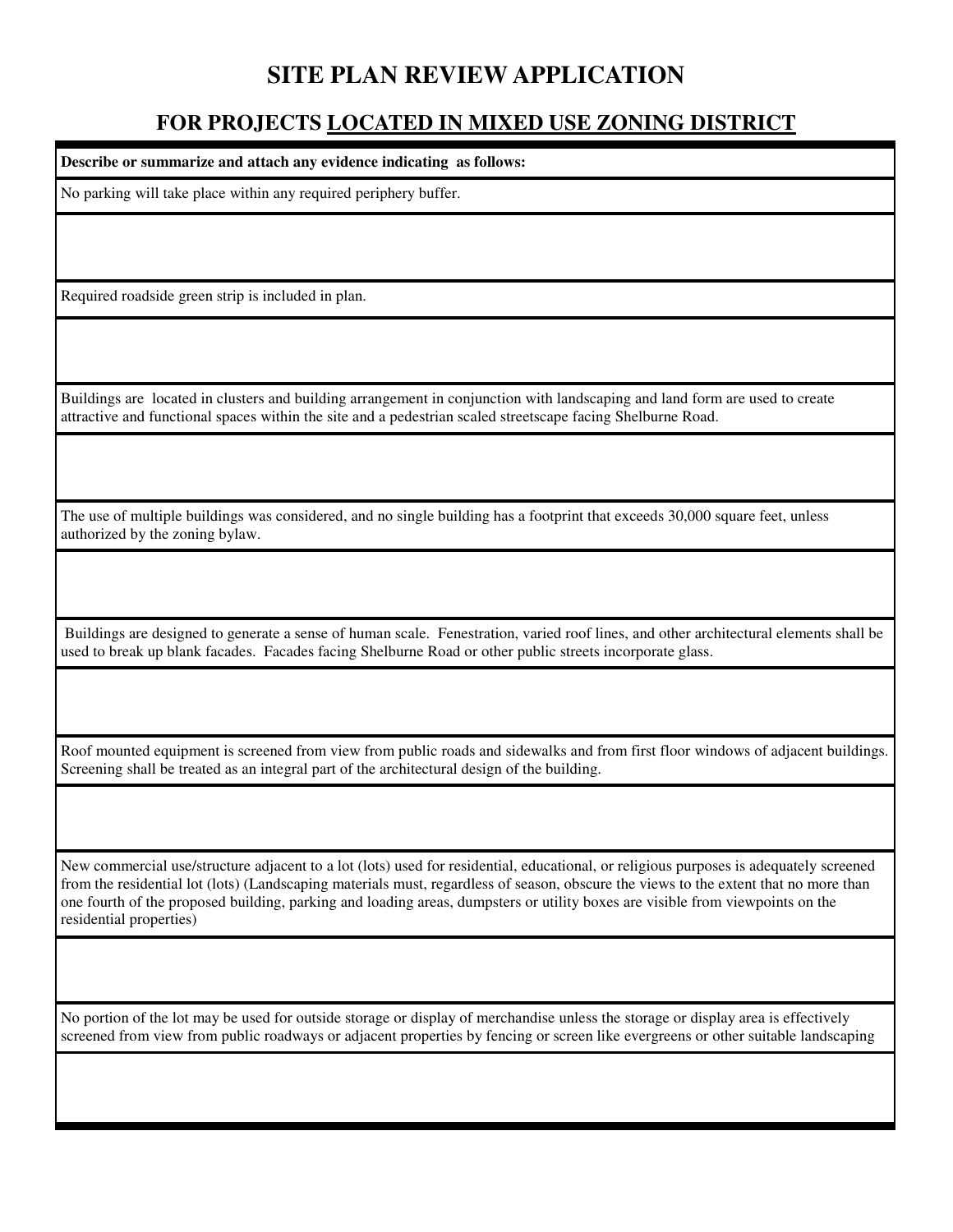# SITE PLAN REVIEW APPLICATION

## FOR PROJECTS LOCATED IN MIXED USE ZONING DISTRICT

| **Describe or summarize and attach any evidence indicating as follows:** |
|---|
| No parking will take place within any required periphery buffer. |
| |
| Required roadside green strip is included in plan. |
| |
| Buildings are located in clusters and building arrangement in conjunction with landscaping and land form are used to create attractive and functional spaces within the site and a pedestrian scaled streetscape facing Shelburne Road. |
| |
| The use of multiple buildings was considered, and no single building has a footprint that exceeds 30,000 square feet, unless authorized by the zoning bylaw. |
| |
| Buildings are designed to generate a sense of human scale. Fenestration, varied roof lines, and other architectural elements shall be used to break up blank facades. Facades facing Shelburne Road or other public streets incorporate glass. |
| |
| Roof mounted equipment is screened from view from public roads and sidewalks and from first floor windows of adjacent buildings. Screening shall be treated as an integral part of the architectural design of the building. |
| |
| New commercial use/structure adjacent to a lot (lots) used for residential, educational, or religious purposes is adequately screened from the residential lot (lots) (Landscaping materials must, regardless of season, obscure the views to the extent that no more than one fourth of the proposed building, parking and loading areas, dumpsters or utility boxes are visible from viewpoints on the residential properties) |
| |
| No portion of the lot may be used for outside storage or display of merchandise unless the storage or display area is effectively screened from view from public roadways or adjacent properties by fencing or screen like evergreens or other suitable landscaping |
| |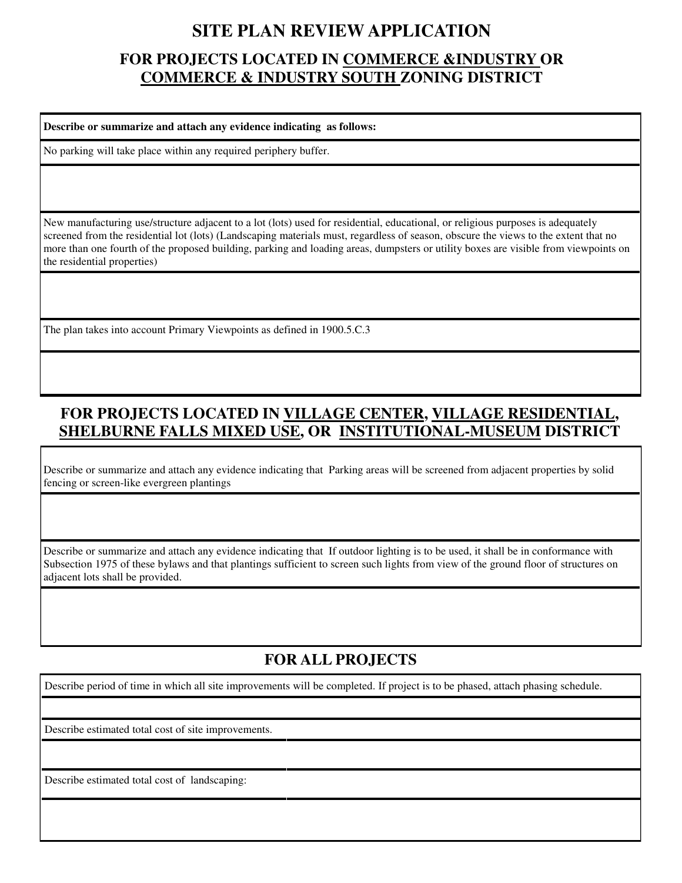# SITE PLAN REVIEW APPLICATION

## FOR PROJECTS LOCATED IN <u>COMMERCE &INDUSTRY</u> OR <u>COMMERCE & INDUSTRY SOUTH</u> ZONING DISTRICT

**Describe or summarize and attach any evidence indicating as follows:**

No parking will take place within any required periphery buffer.

New manufacturing use/structure adjacent to a lot (lots) used for residential, educational, or religious purposes is adequately screened from the residential lot (lots) (Landscaping materials must, regardless of season, obscure the views to the extent that no more than one fourth of the proposed building, parking and loading areas, dumpsters or utility boxes are visible from viewpoints on the residential properties)

The plan takes into account Primary Viewpoints as defined in 1900.5.C.3

## FOR PROJECTS LOCATED IN <u>VILLAGE CENTER</u>, <u>VILLAGE RESIDENTIAL</u>, <u>SHELBURNE FALLS MIXED USE</u>, OR <u>INSTITUTIONAL-MUSEUM</u> DISTRICT

Describe or summarize and attach any evidence indicating that Parking areas will be screened from adjacent properties by solid fencing or screen-like evergreen plantings

Describe or summarize and attach any evidence indicating that If outdoor lighting is to be used, it shall be in conformance with Subsection 1975 of these bylaws and that plantings sufficient to screen such lights from view of the ground floor of structures on adjacent lots shall be provided.

## FOR ALL PROJECTS

Describe period of time in which all site improvements will be completed. If project is to be phased, attach phasing schedule.

Describe estimated total cost of site improvements.

Describe estimated total cost of landscaping: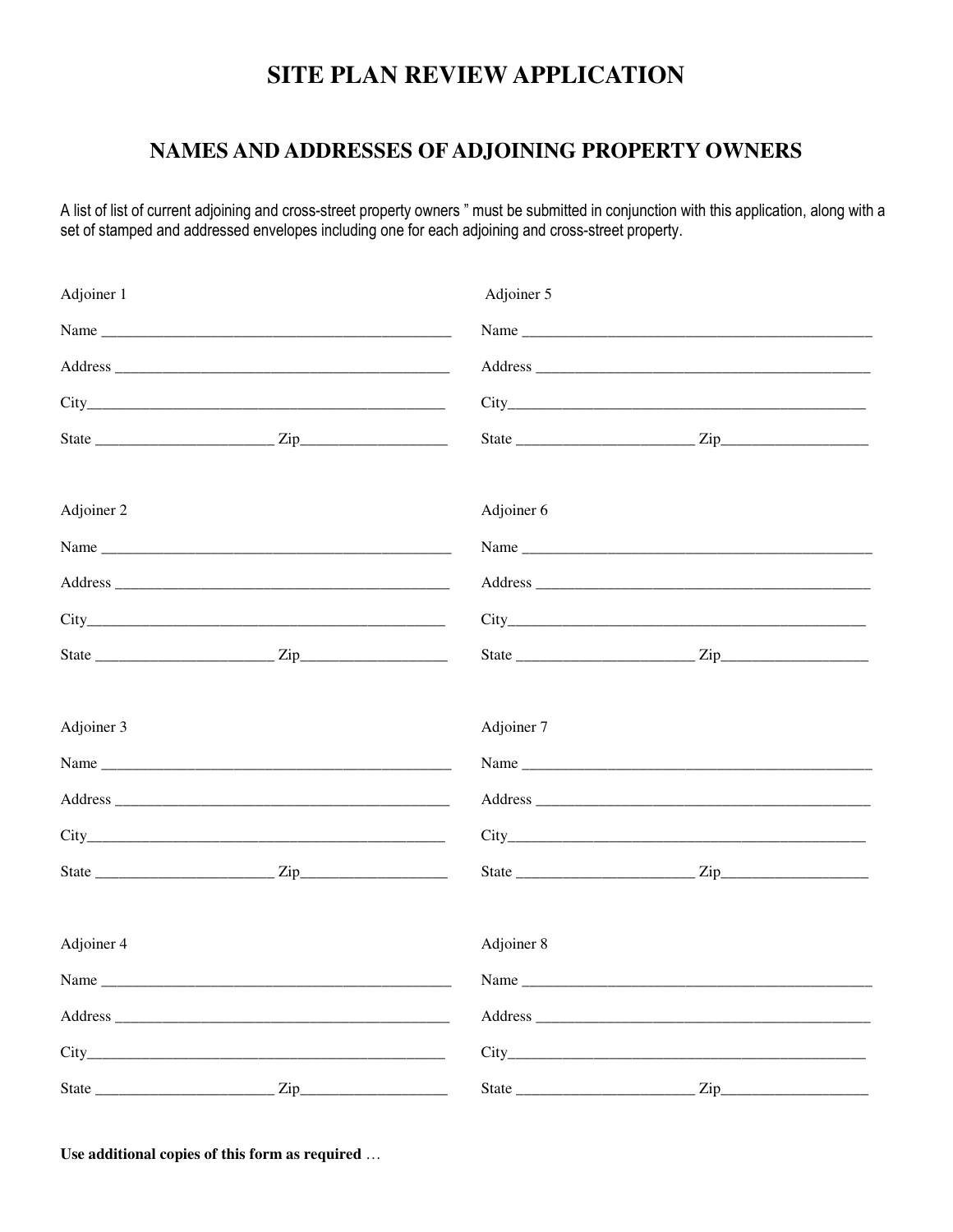# SITE PLAN REVIEW APPLICATION

## NAMES AND ADDRESSES OF ADJOINING PROPERTY OWNERS

A list of list of current adjoining and cross-street property owners " must be submitted in conjunction with this application, along with a set of stamped and addressed envelopes including one for each adjoining and cross-street property.

Adjoiner 1

Name ______________________________________________

Address ____________________________________________

City_______________________________________________

State ______________________ Zip___________________

Adjoiner 2

Name ______________________________________________

Address ____________________________________________

City_______________________________________________

State ______________________ Zip___________________

Adjoiner 3

Name ______________________________________________

Address ____________________________________________

City_______________________________________________

State ______________________ Zip___________________

Adjoiner 4

Name ______________________________________________

Address ____________________________________________

City_______________________________________________

State ______________________ Zip___________________

Adjoiner 5

Name ______________________________________________

Address ____________________________________________

City_______________________________________________

State ______________________ Zip___________________

Adjoiner 6

Name ______________________________________________

Address ____________________________________________

City_______________________________________________

State ______________________ Zip___________________

Adjoiner 7

Name ______________________________________________

Address ____________________________________________

City_______________________________________________

State ______________________ Zip___________________

Adjoiner 8

Name ______________________________________________

Address ____________________________________________

City_______________________________________________

State ______________________ Zip___________________

**Use additional copies of this form as required** …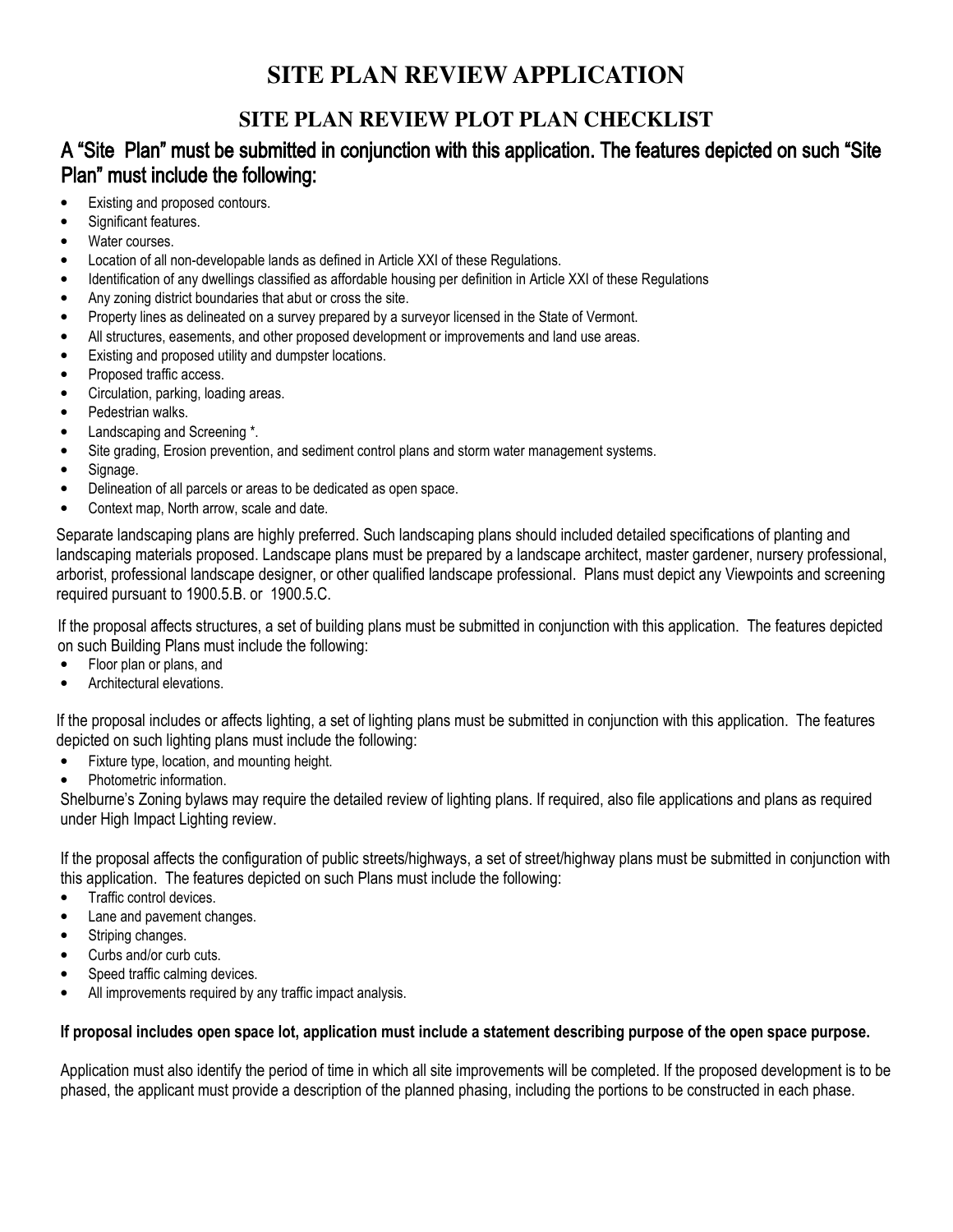# SITE PLAN REVIEW APPLICATION

## SITE PLAN REVIEW PLOT PLAN CHECKLIST

### A "Site Plan" must be submitted in conjunction with this application. The features depicted on such "Site Plan" must include the following:

- Existing and proposed contours.
- Significant features.
- Water courses.
- Location of all non-developable lands as defined in Article XXI of these Regulations.
- Identification of any dwellings classified as affordable housing per definition in Article XXI of these Regulations
- Any zoning district boundaries that abut or cross the site.
- Property lines as delineated on a survey prepared by a surveyor licensed in the State of Vermont.
- All structures, easements, and other proposed development or improvements and land use areas.
- Existing and proposed utility and dumpster locations.
- Proposed traffic access.
- Circulation, parking, loading areas.
- Pedestrian walks.
- Landscaping and Screening *.
- Site grading, Erosion prevention, and sediment control plans and storm water management systems.
- Signage.
- Delineation of all parcels or areas to be dedicated as open space.
- Context map, North arrow, scale and date.

Separate landscaping plans are highly preferred. Such landscaping plans should included detailed specifications of planting and landscaping materials proposed. Landscape plans must be prepared by a landscape architect, master gardener, nursery professional, arborist, professional landscape designer, or other qualified landscape professional. Plans must depict any Viewpoints and screening required pursuant to 1900.5.B. or 1900.5.C.

If the proposal affects structures, a set of building plans must be submitted in conjunction with this application. The features depicted on such Building Plans must include the following:

- Floor plan or plans, and
- Architectural elevations.

If the proposal includes or affects lighting, a set of lighting plans must be submitted in conjunction with this application. The features depicted on such lighting plans must include the following:

- Fixture type, location, and mounting height.
- Photometric information.

Shelburne's Zoning bylaws may require the detailed review of lighting plans. If required, also file applications and plans as required under High Impact Lighting review.

If the proposal affects the configuration of public streets/highways, a set of street/highway plans must be submitted in conjunction with this application. The features depicted on such Plans must include the following:

- Traffic control devices.
- Lane and pavement changes.
- Striping changes.
- Curbs and/or curb cuts.
- Speed traffic calming devices.
- All improvements required by any traffic impact analysis.

**If proposal includes open space lot, application must include a statement describing purpose of the open space purpose.**

Application must also identify the period of time in which all site improvements will be completed. If the proposed development is to be phased, the applicant must provide a description of the planned phasing, including the portions to be constructed in each phase.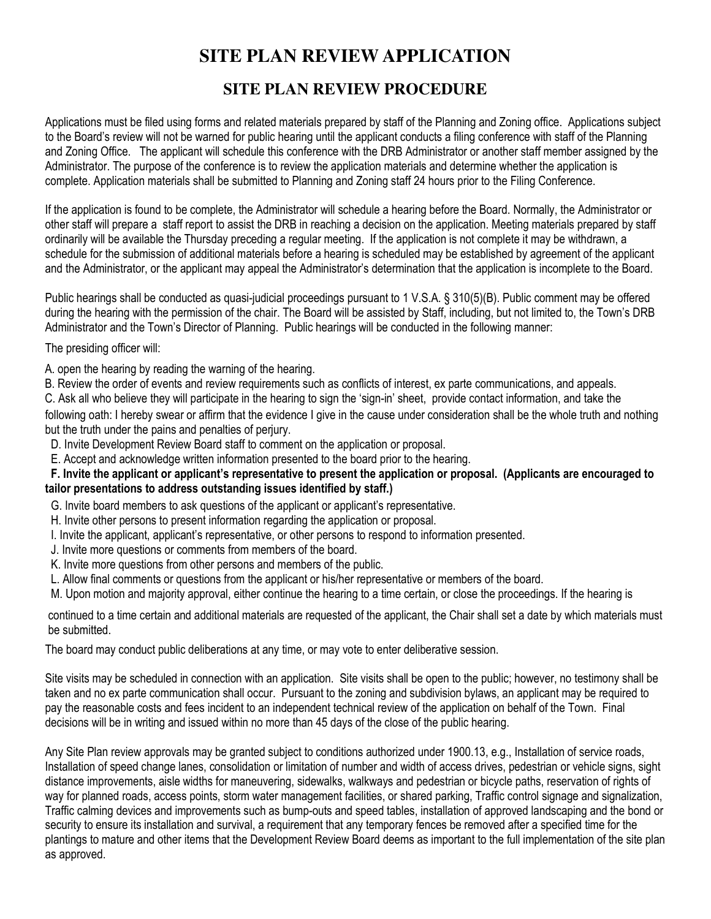# SITE PLAN REVIEW APPLICATION

## SITE PLAN REVIEW PROCEDURE

Applications must be filed using forms and related materials prepared by staff of the Planning and Zoning office. Applications subject to the Board's review will not be warned for public hearing until the applicant conducts a filing conference with staff of the Planning and Zoning Office. The applicant will schedule this conference with the DRB Administrator or another staff member assigned by the Administrator. The purpose of the conference is to review the application materials and determine whether the application is complete. Application materials shall be submitted to Planning and Zoning staff 24 hours prior to the Filing Conference.

If the application is found to be complete, the Administrator will schedule a hearing before the Board. Normally, the Administrator or other staff will prepare a staff report to assist the DRB in reaching a decision on the application. Meeting materials prepared by staff ordinarily will be available the Thursday preceding a regular meeting. If the application is not complete it may be withdrawn, a schedule for the submission of additional materials before a hearing is scheduled may be established by agreement of the applicant and the Administrator, or the applicant may appeal the Administrator's determination that the application is incomplete to the Board.

Public hearings shall be conducted as quasi-judicial proceedings pursuant to 1 V.S.A. § 310(5)(B). Public comment may be offered during the hearing with the permission of the chair. The Board will be assisted by Staff, including, but not limited to, the Town's DRB Administrator and the Town's Director of Planning. Public hearings will be conducted in the following manner:

The presiding officer will:

A. open the hearing by reading the warning of the hearing.

B. Review the order of events and review requirements such as conflicts of interest, ex parte communications, and appeals.

C. Ask all who believe they will participate in the hearing to sign the 'sign-in' sheet, provide contact information, and take the following oath: I hereby swear or affirm that the evidence I give in the cause under consideration shall be the whole truth and nothing but the truth under the pains and penalties of perjury.

D. Invite Development Review Board staff to comment on the application or proposal.

E. Accept and acknowledge written information presented to the board prior to the hearing.

**F. Invite the applicant or applicant's representative to present the application or proposal. (Applicants are encouraged to tailor presentations to address outstanding issues identified by staff.)**

G. Invite board members to ask questions of the applicant or applicant's representative.

H. Invite other persons to present information regarding the application or proposal.

I. Invite the applicant, applicant's representative, or other persons to respond to information presented.

J. Invite more questions or comments from members of the board.

K. Invite more questions from other persons and members of the public.

L. Allow final comments or questions from the applicant or his/her representative or members of the board.

M. Upon motion and majority approval, either continue the hearing to a time certain, or close the proceedings. If the hearing is continued to a time certain and additional materials are requested of the applicant, the Chair shall set a date by which materials must be submitted.

The board may conduct public deliberations at any time, or may vote to enter deliberative session.

Site visits may be scheduled in connection with an application. Site visits shall be open to the public; however, no testimony shall be taken and no ex parte communication shall occur. Pursuant to the zoning and subdivision bylaws, an applicant may be required to pay the reasonable costs and fees incident to an independent technical review of the application on behalf of the Town. Final decisions will be in writing and issued within no more than 45 days of the close of the public hearing.

Any Site Plan review approvals may be granted subject to conditions authorized under 1900.13, e.g., Installation of service roads, Installation of speed change lanes, consolidation or limitation of number and width of access drives, pedestrian or vehicle signs, sight distance improvements, aisle widths for maneuvering, sidewalks, walkways and pedestrian or bicycle paths, reservation of rights of way for planned roads, access points, storm water management facilities, or shared parking, Traffic control signage and signalization, Traffic calming devices and improvements such as bump-outs and speed tables, installation of approved landscaping and the bond or security to ensure its installation and survival, a requirement that any temporary fences be removed after a specified time for the plantings to mature and other items that the Development Review Board deems as important to the full implementation of the site plan as approved.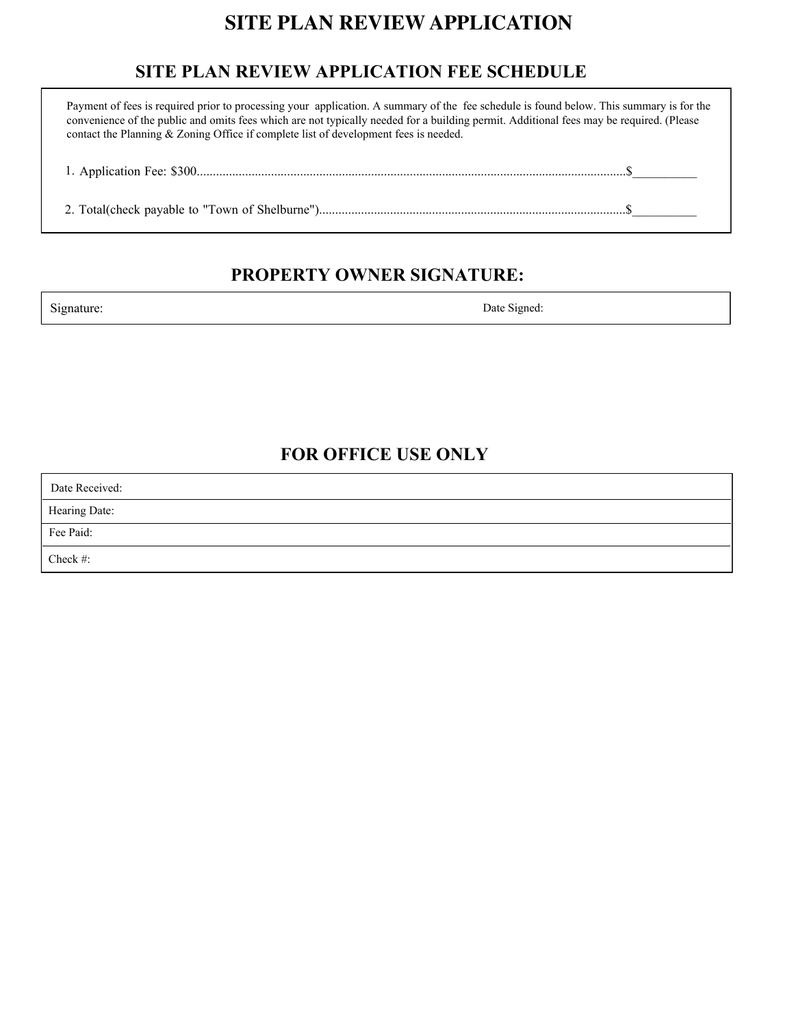# SITE PLAN REVIEW APPLICATION

## SITE PLAN REVIEW APPLICATION FEE SCHEDULE

Payment of fees is required prior to processing your application. A summary of the fee schedule is found below. This summary is for the convenience of the public and omits fees which are not typically needed for a building permit. Additional fees may be required. (Please contact the Planning & Zoning Office if complete list of development fees is needed.

1. Application Fee: $300.....................................................................................................................................$__________

2. Total(check payable to "Town of Shelburne")...............................................................................................$__________

## PROPERTY OWNER SIGNATURE:

| | |
|---|---|
| Signature: | Date Signed: |

## FOR OFFICE USE ONLY

| |
|---|
| Date Received: |
| Hearing Date: |
| Fee Paid: |
| Check #: |